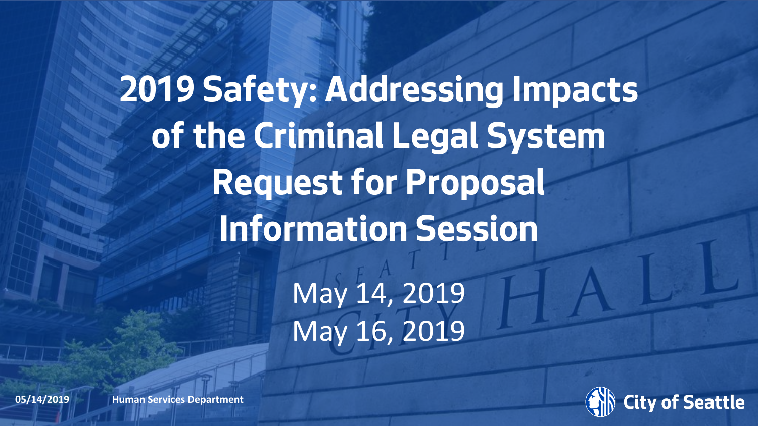# 2019 Safety: Addressing Impacts of the Criminal Legal System Request for Proposal Information Session

May 14, 2019
May 16, 2019

05/14/2019 Human Services Department

City of Seattle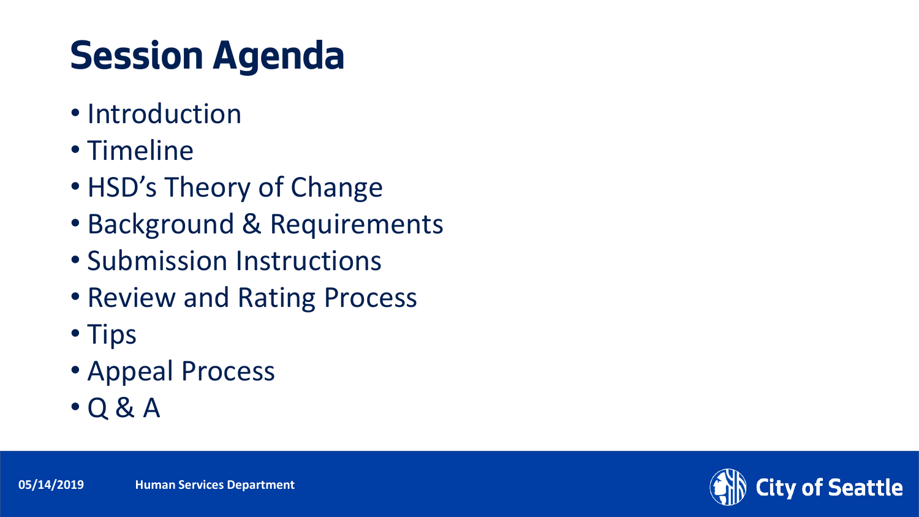# Session Agenda

- Introduction
- Timeline
- HSD's Theory of Change
- Background & Requirements
- Submission Instructions
- Review and Rating Process
- Tips
- Appeal Process
- Q & A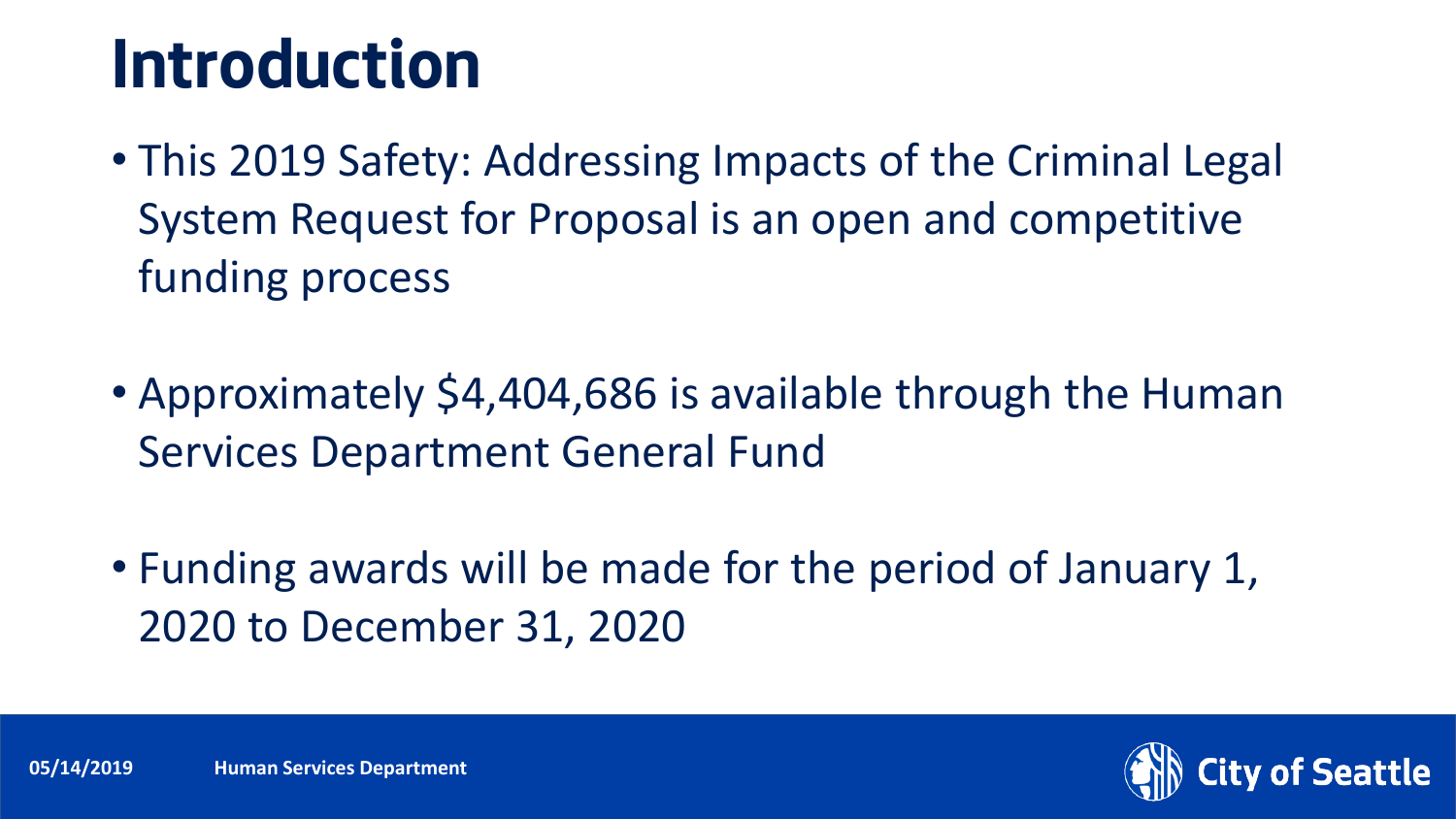# Introduction

- This 2019 Safety: Addressing Impacts of the Criminal Legal System Request for Proposal is an open and competitive funding process
- Approximately $4,404,686 is available through the Human Services Department General Fund
- Funding awards will be made for the period of January 1, 2020 to December 31, 2020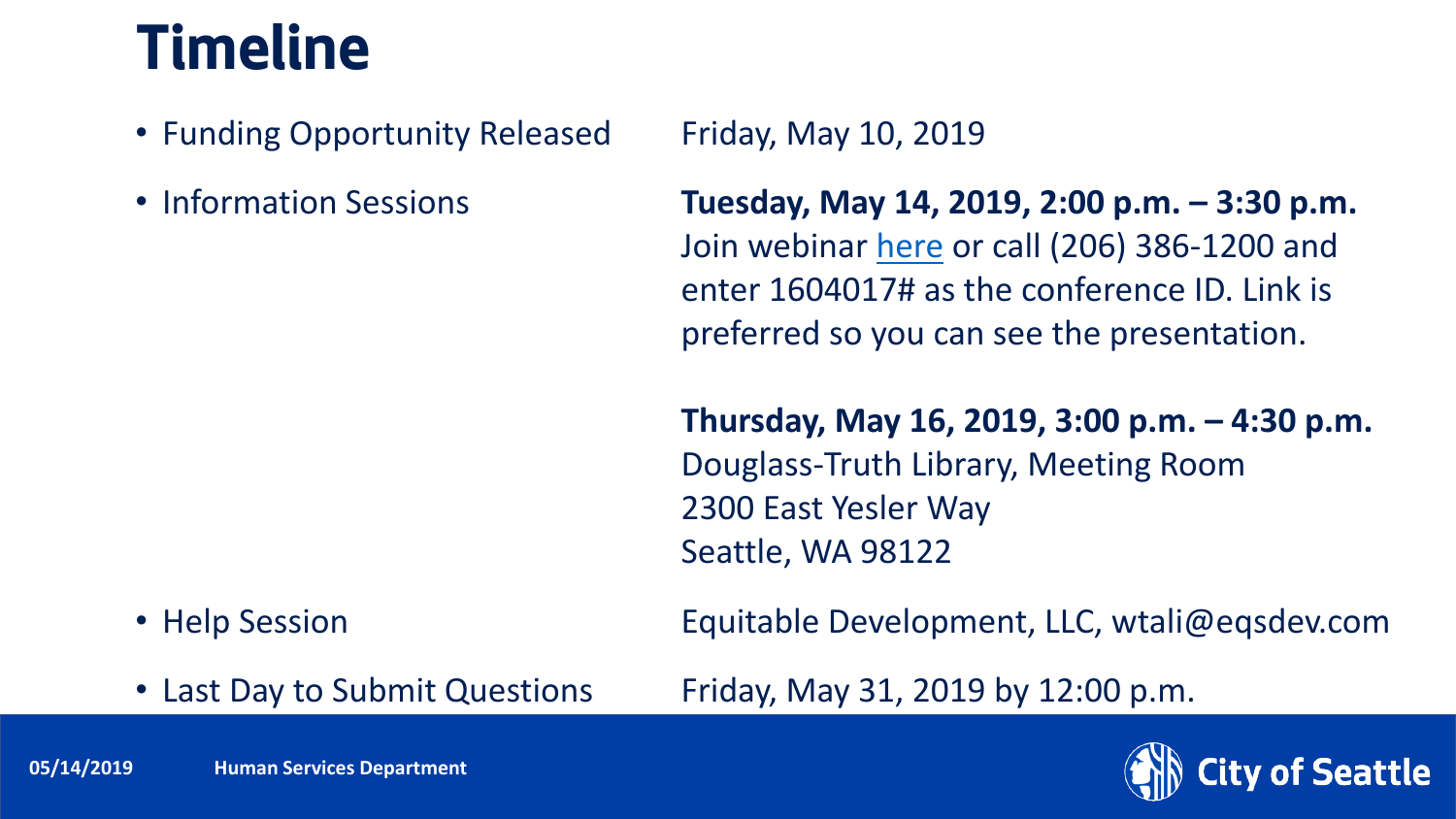# Timeline

- Funding Opportunity Released: Friday, May 10, 2019
- Information Sessions:
  - **Tuesday, May 14, 2019, 2:00 p.m. – 3:30 p.m.**
    Join webinar here or call (206) 386-1200 and enter 1604017# as the conference ID. Link is preferred so you can see the presentation.
  - **Thursday, May 16, 2019, 3:00 p.m. – 4:30 p.m.**
    Douglass-Truth Library, Meeting Room
    2300 East Yesler Way
    Seattle, WA 98122
- Help Session: Equitable Development, LLC, wtali@eqsdev.com
- Last Day to Submit Questions: Friday, May 31, 2019 by 12:00 p.m.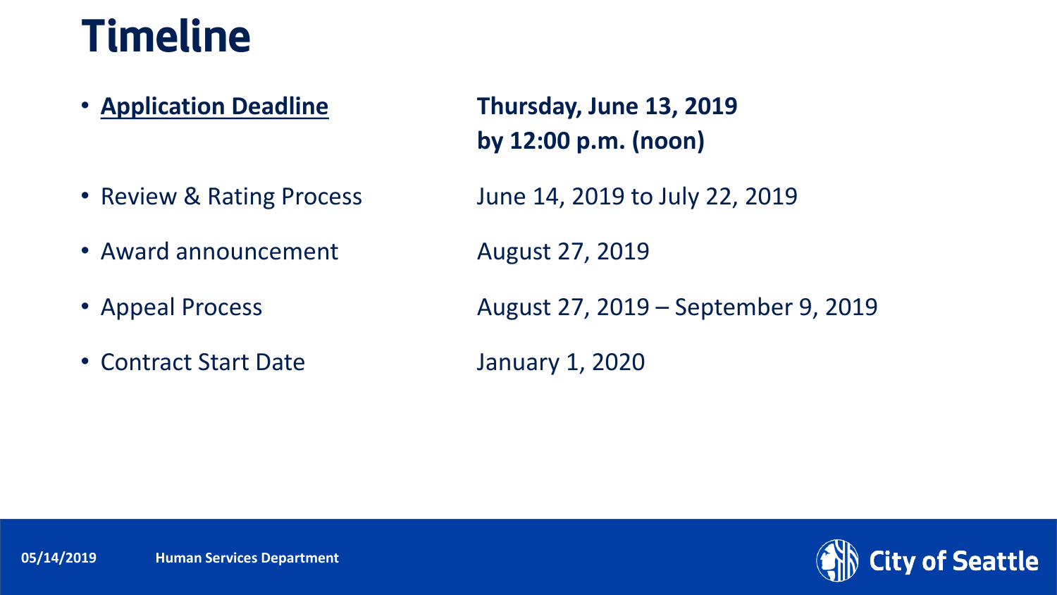# Timeline

- **Application Deadline** — **Thursday, June 13, 2019 by 12:00 p.m. (noon)**
- Review & Rating Process — June 14, 2019 to July 22, 2019
- Award announcement — August 27, 2019
- Appeal Process — August 27, 2019 – September 9, 2019
- Contract Start Date — January 1, 2020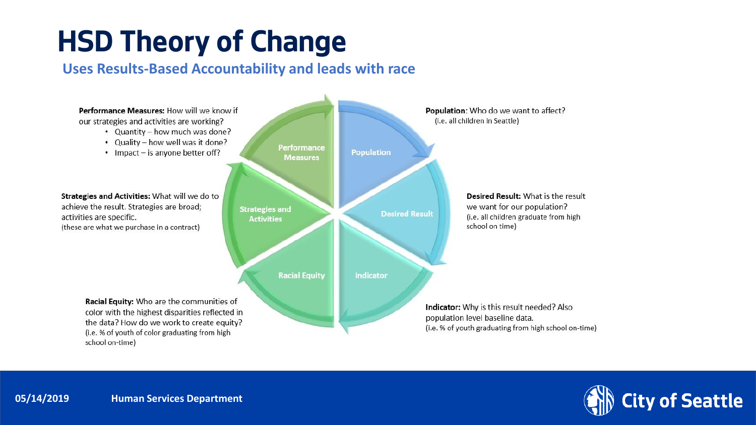# HSD Theory of Change

## Uses Results-Based Accountability and leads with race

**Population**: Who do we want to affect?
(i.e. all children in Seattle)

**Desired Result:** What is the result we want for our population?
(i.e. all children graduate from high school on time)

**Indicator:** Why is this result needed? Also population level baseline data.
(i.e. % of youth graduating from high school on-time)

**Racial Equity:** Who are the communities of color with the highest disparities reflected in the data? How do we work to create equity?
(i.e. % of youth of color graduating from high school on-time)

**Strategies and Activities:** What will we do to achieve the result. Strategies are broad; activities are specific.
(these are what we purchase in a contract)

**Performance Measures:** How will we know if our strategies and activities are working?

- Quantity – how much was done?
- Quality – how well was it done?
- Impact – is anyone better off?

05/14/2019 Human Services Department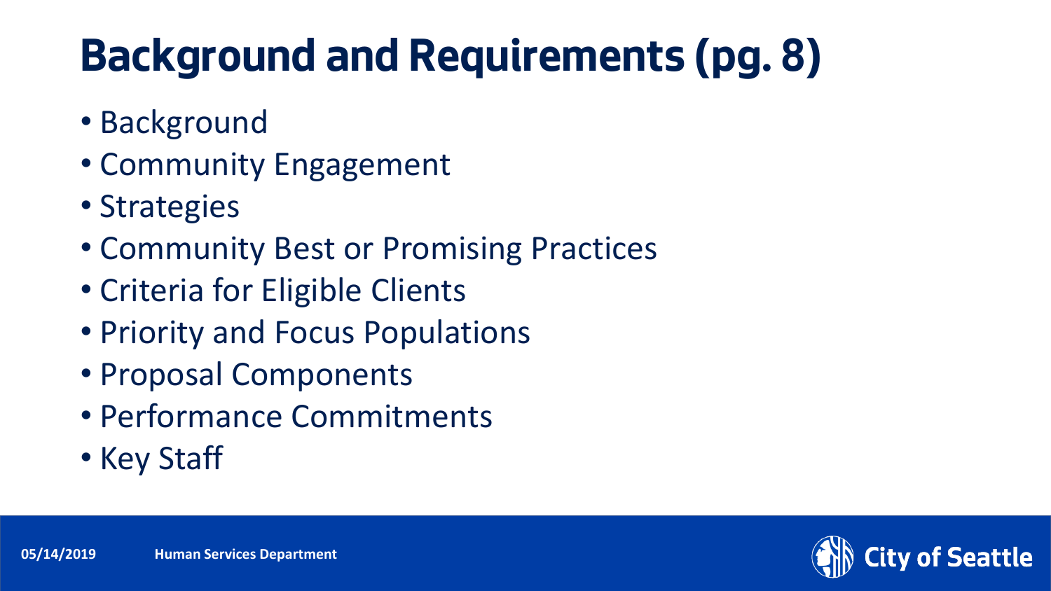# Background and Requirements (pg. 8)

- Background
- Community Engagement
- Strategies
- Community Best or Promising Practices
- Criteria for Eligible Clients
- Priority and Focus Populations
- Proposal Components
- Performance Commitments
- Key Staff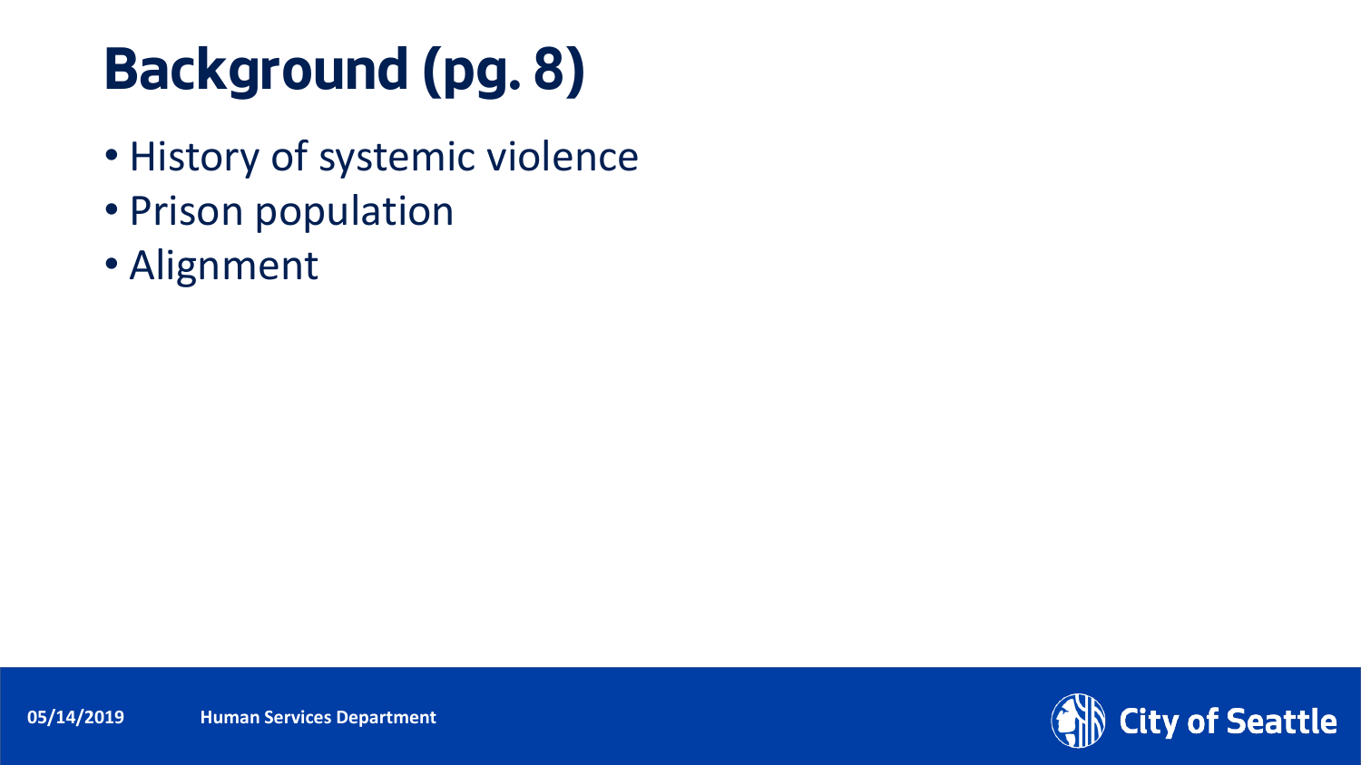# Background (pg. 8)

- History of systemic violence
- Prison population
- Alignment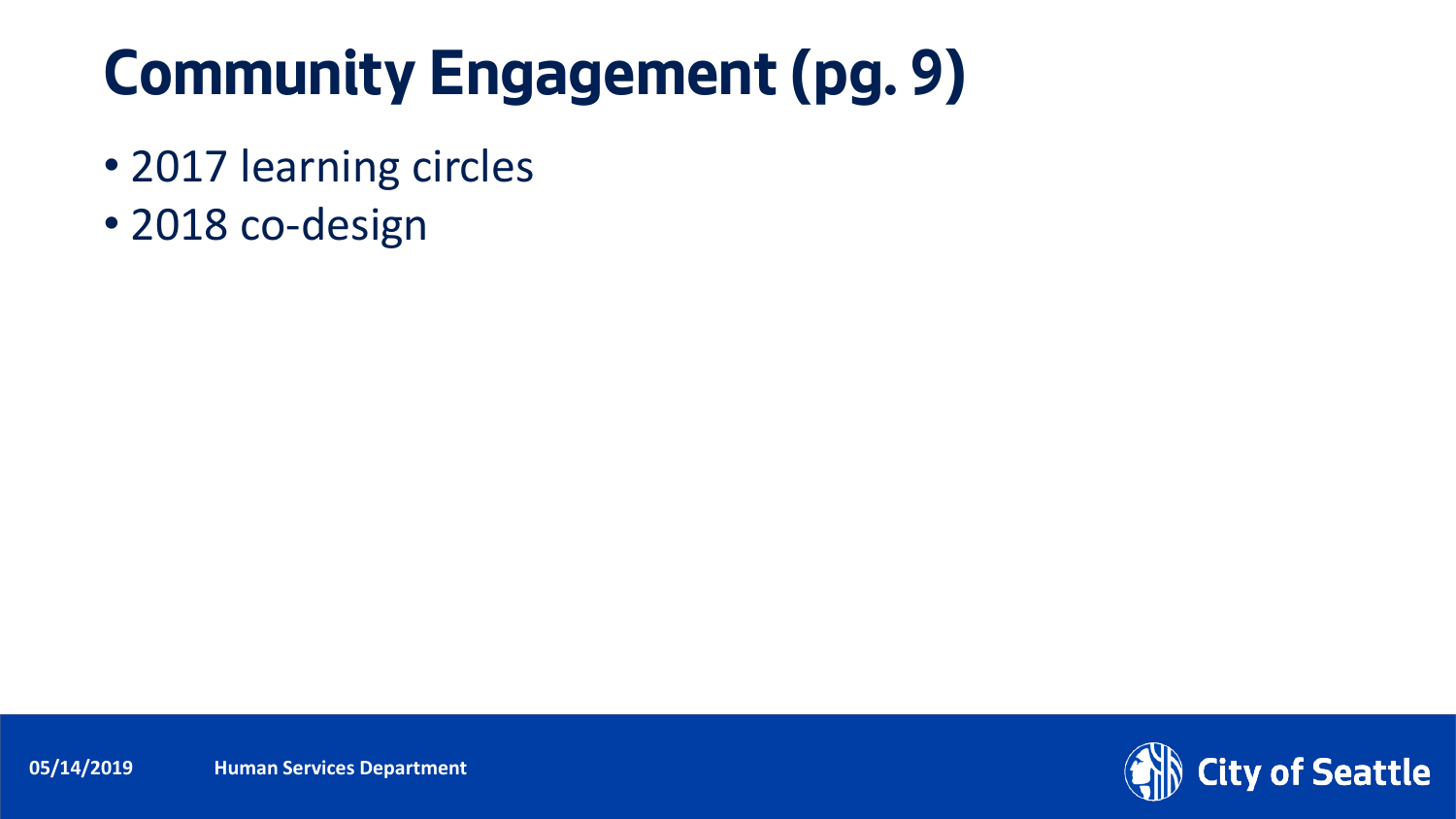# Community Engagement (pg. 9)

- 2017 learning circles
- 2018 co-design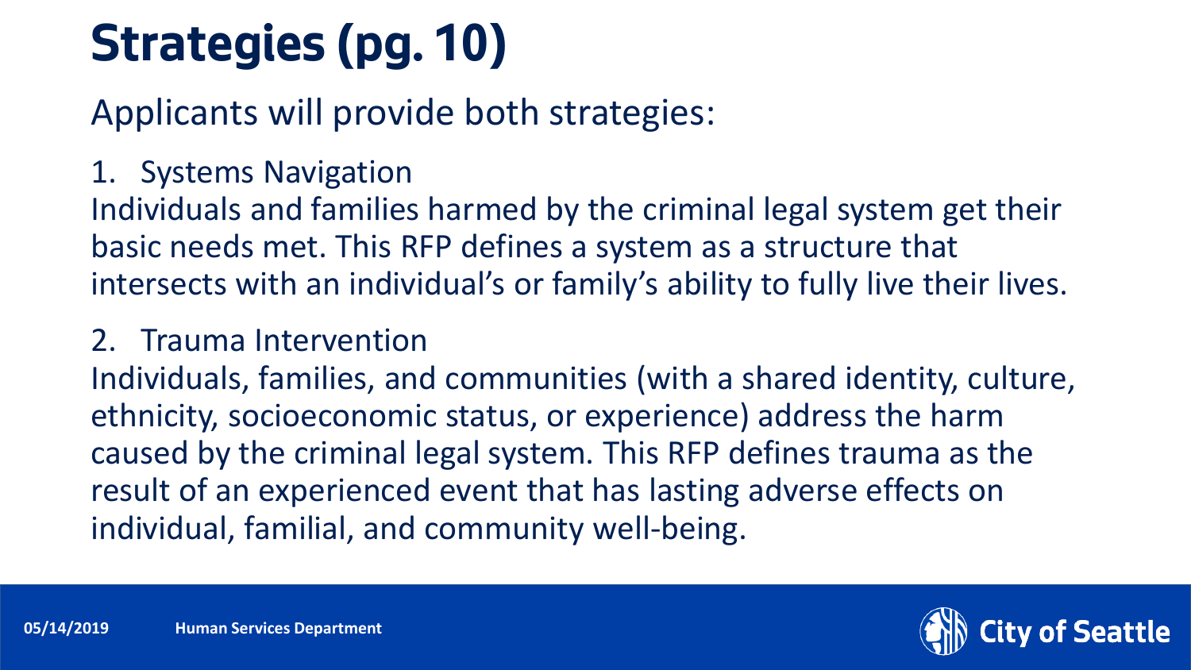# Strategies (pg. 10)

Applicants will provide both strategies:

1. Systems Navigation

Individuals and families harmed by the criminal legal system get their basic needs met. This RFP defines a system as a structure that intersects with an individual's or family's ability to fully live their lives.

2. Trauma Intervention

Individuals, families, and communities (with a shared identity, culture, ethnicity, socioeconomic status, or experience) address the harm caused by the criminal legal system. This RFP defines trauma as the result of an experienced event that has lasting adverse effects on individual, familial, and community well-being.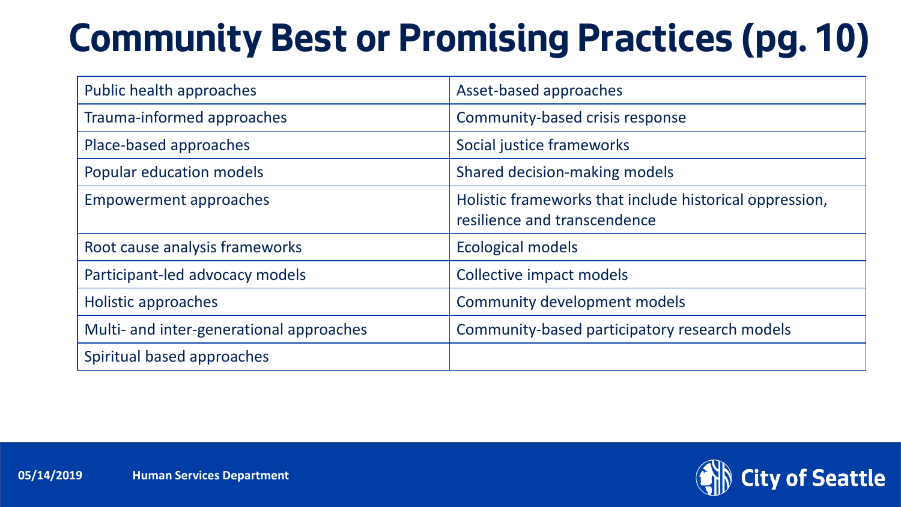# Community Best or Promising Practices (pg. 10)

| | |
|---|---|
| Public health approaches | Asset-based approaches |
| Trauma-informed approaches | Community-based crisis response |
| Place-based approaches | Social justice frameworks |
| Popular education models | Shared decision-making models |
| Empowerment approaches | Holistic frameworks that include historical oppression, resilience and transcendence |
| Root cause analysis frameworks | Ecological models |
| Participant-led advocacy models | Collective impact models |
| Holistic approaches | Community development models |
| Multi- and inter-generational approaches | Community-based participatory research models |
| Spiritual based approaches | |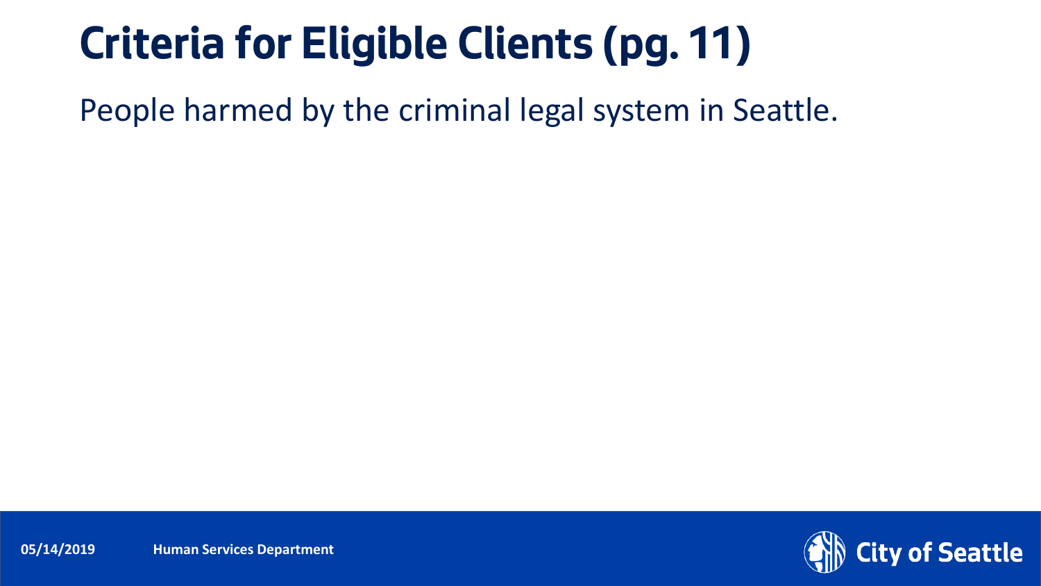# Criteria for Eligible Clients (pg. 11)

People harmed by the criminal legal system in Seattle.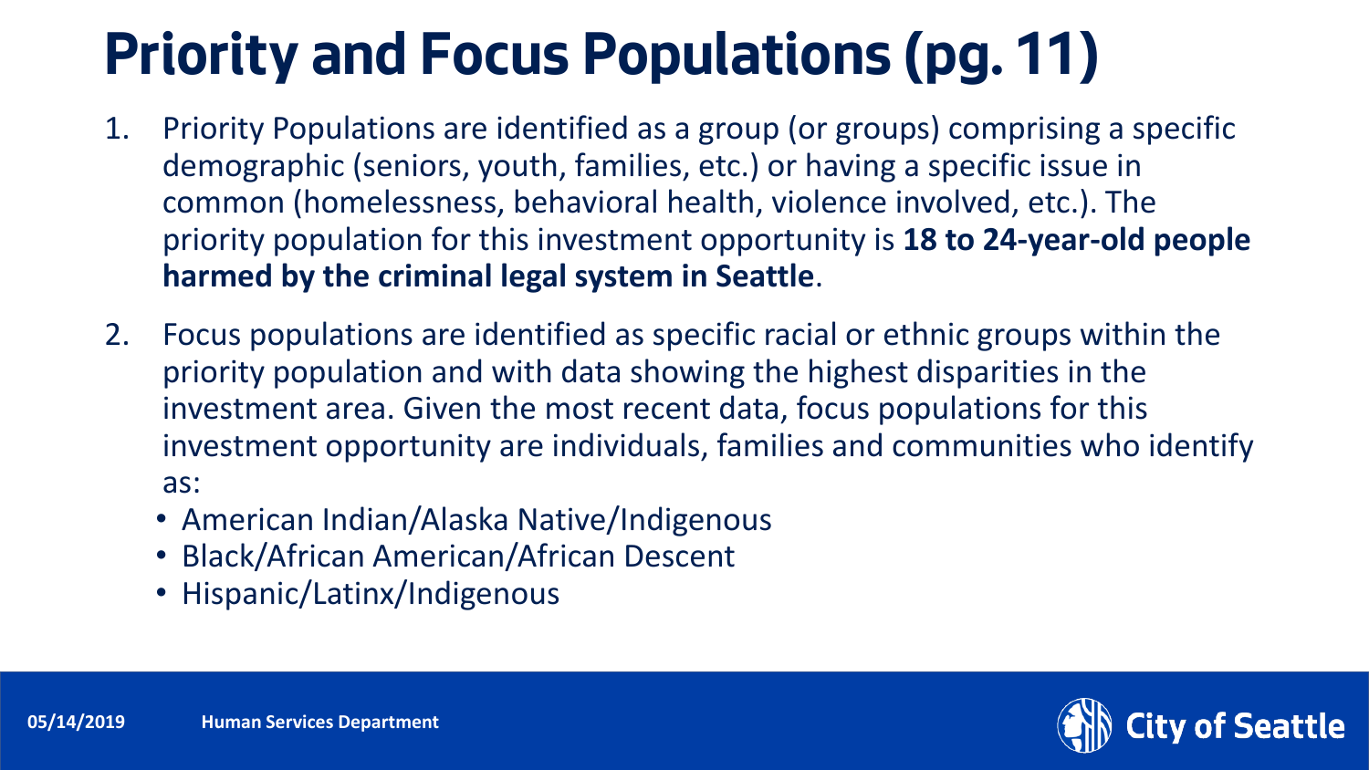# Priority and Focus Populations (pg. 11)

1. Priority Populations are identified as a group (or groups) comprising a specific demographic (seniors, youth, families, etc.) or having a specific issue in common (homelessness, behavioral health, violence involved, etc.). The priority population for this investment opportunity is **18 to 24-year-old people harmed by the criminal legal system in Seattle**.

2. Focus populations are identified as specific racial or ethnic groups within the priority population and with data showing the highest disparities in the investment area. Given the most recent data, focus populations for this investment opportunity are individuals, families and communities who identify as:
   - American Indian/Alaska Native/Indigenous
   - Black/African American/African Descent
   - Hispanic/Latinx/Indigenous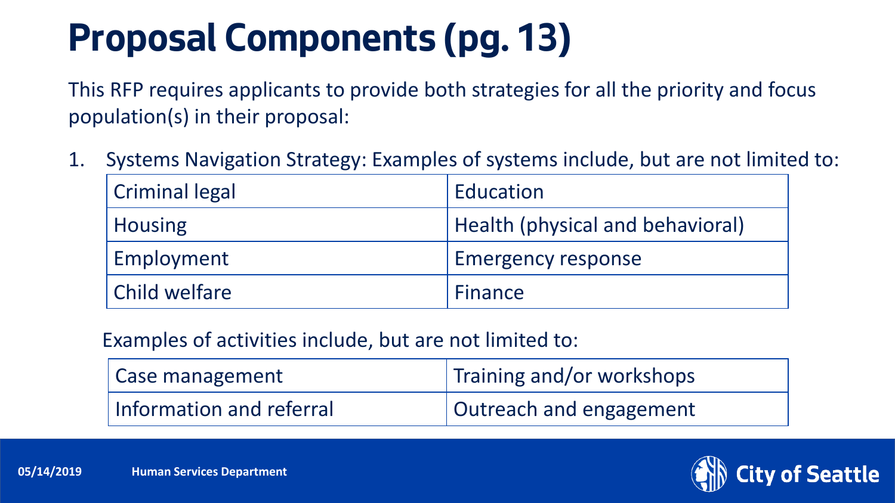# Proposal Components (pg. 13)

This RFP requires applicants to provide both strategies for all the priority and focus population(s) in their proposal:

1. Systems Navigation Strategy: Examples of systems include, but are not limited to:

| Criminal legal | Education |
| --- | --- |
| Housing | Health (physical and behavioral) |
| Employment | Emergency response |
| Child welfare | Finance |

Examples of activities include, but are not limited to:

| Case management | Training and/or workshops |
| --- | --- |
| Information and referral | Outreach and engagement |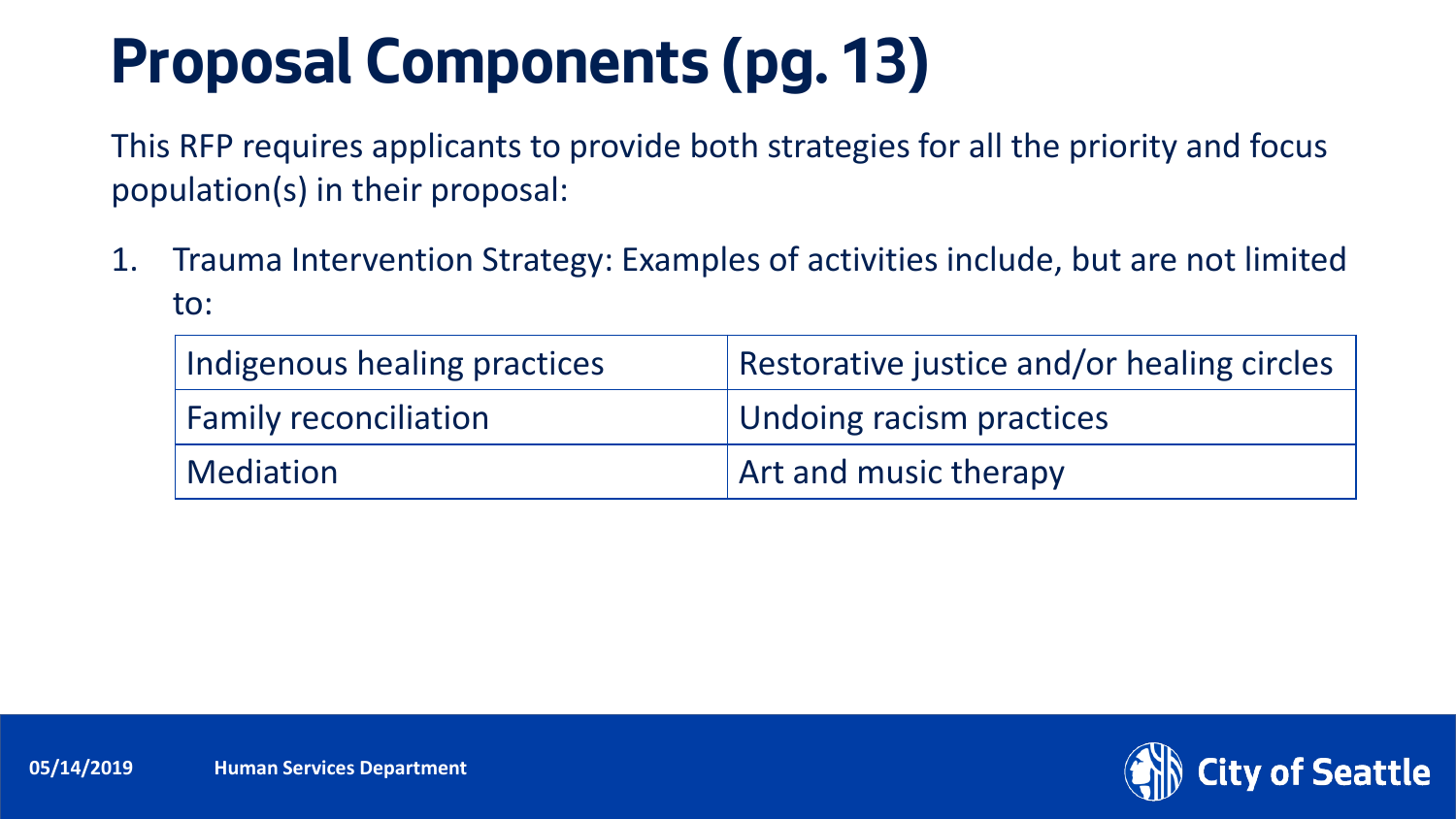# Proposal Components (pg. 13)

This RFP requires applicants to provide both strategies for all the priority and focus population(s) in their proposal:

1. Trauma Intervention Strategy: Examples of activities include, but are not limited to:

| Indigenous healing practices | Restorative justice and/or healing circles |
|---|---|
| Family reconciliation | Undoing racism practices |
| Mediation | Art and music therapy |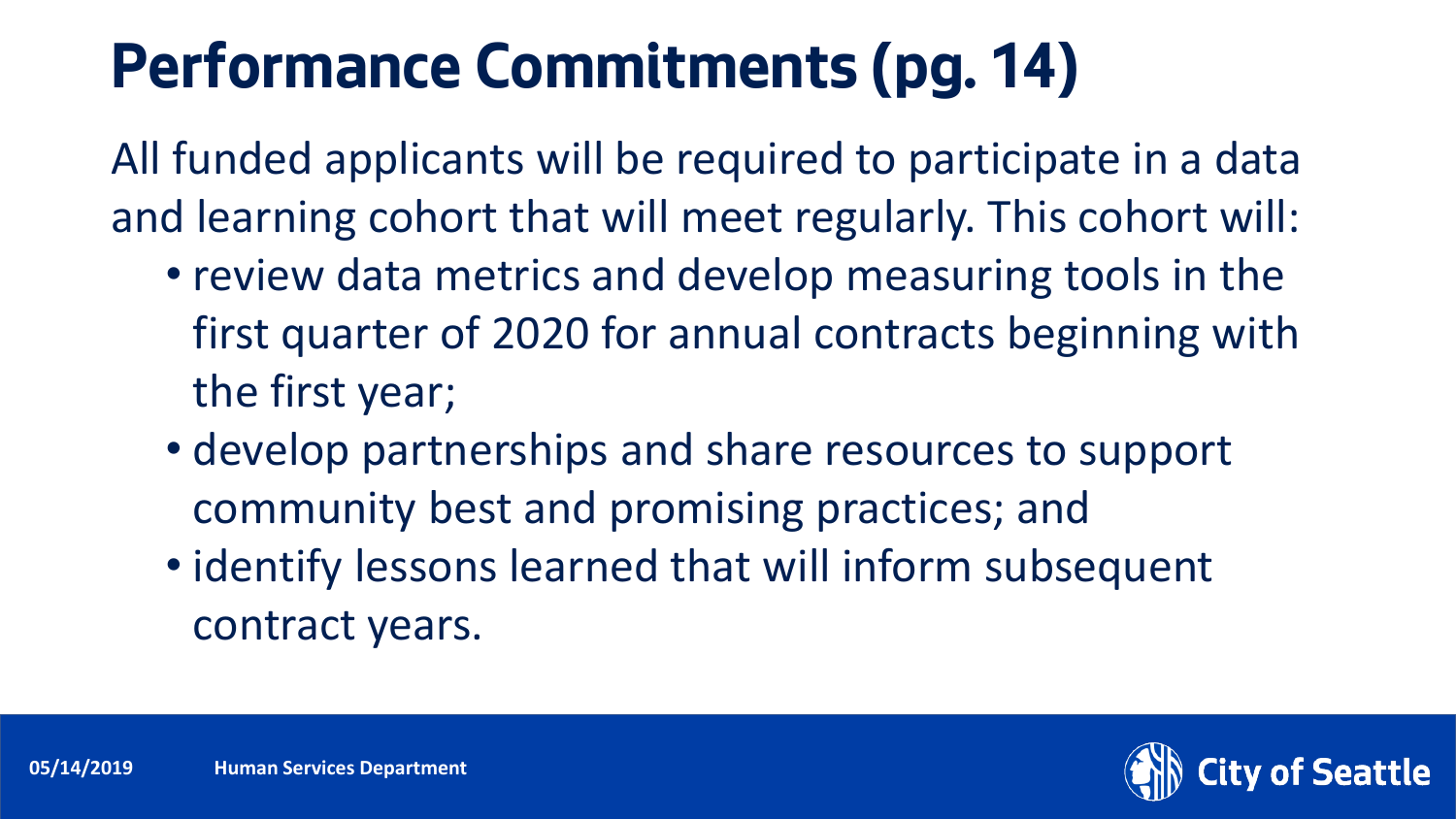# Performance Commitments (pg. 14)

All funded applicants will be required to participate in a data and learning cohort that will meet regularly. This cohort will:

- review data metrics and develop measuring tools in the first quarter of 2020 for annual contracts beginning with the first year;
- develop partnerships and share resources to support community best and promising practices; and
- identify lessons learned that will inform subsequent contract years.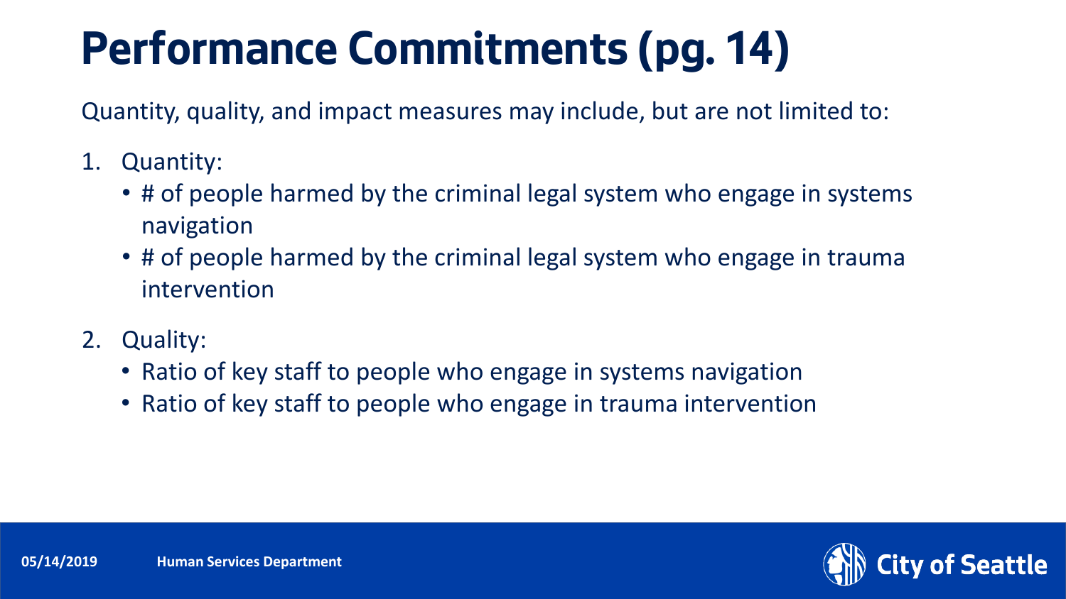# Performance Commitments (pg. 14)

Quantity, quality, and impact measures may include, but are not limited to:

1. Quantity:
   - # of people harmed by the criminal legal system who engage in systems navigation
   - # of people harmed by the criminal legal system who engage in trauma intervention
2. Quality:
   - Ratio of key staff to people who engage in systems navigation
   - Ratio of key staff to people who engage in trauma intervention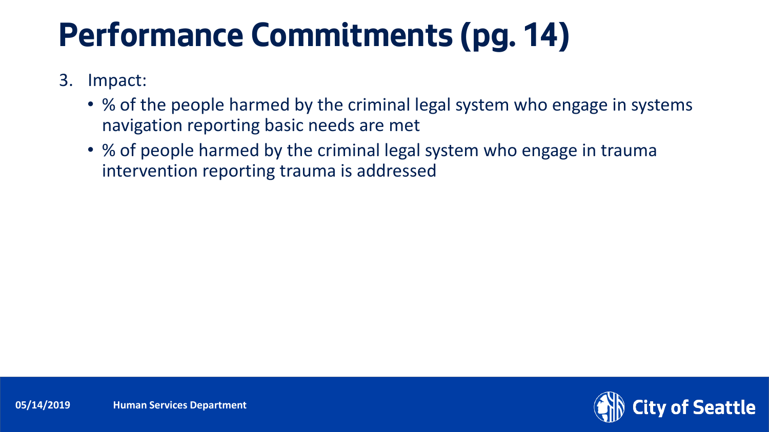# Performance Commitments (pg. 14)

3. Impact:
   - % of the people harmed by the criminal legal system who engage in systems navigation reporting basic needs are met
   - % of people harmed by the criminal legal system who engage in trauma intervention reporting trauma is addressed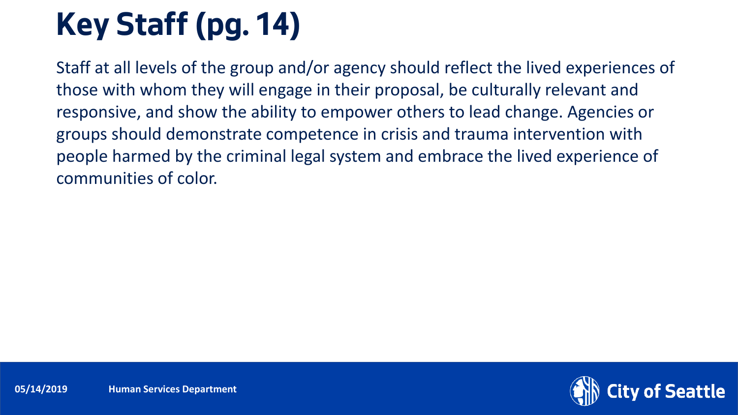# Key Staff (pg. 14)

Staff at all levels of the group and/or agency should reflect the lived experiences of those with whom they will engage in their proposal, be culturally relevant and responsive, and show the ability to empower others to lead change. Agencies or groups should demonstrate competence in crisis and trauma intervention with people harmed by the criminal legal system and embrace the lived experience of communities of color.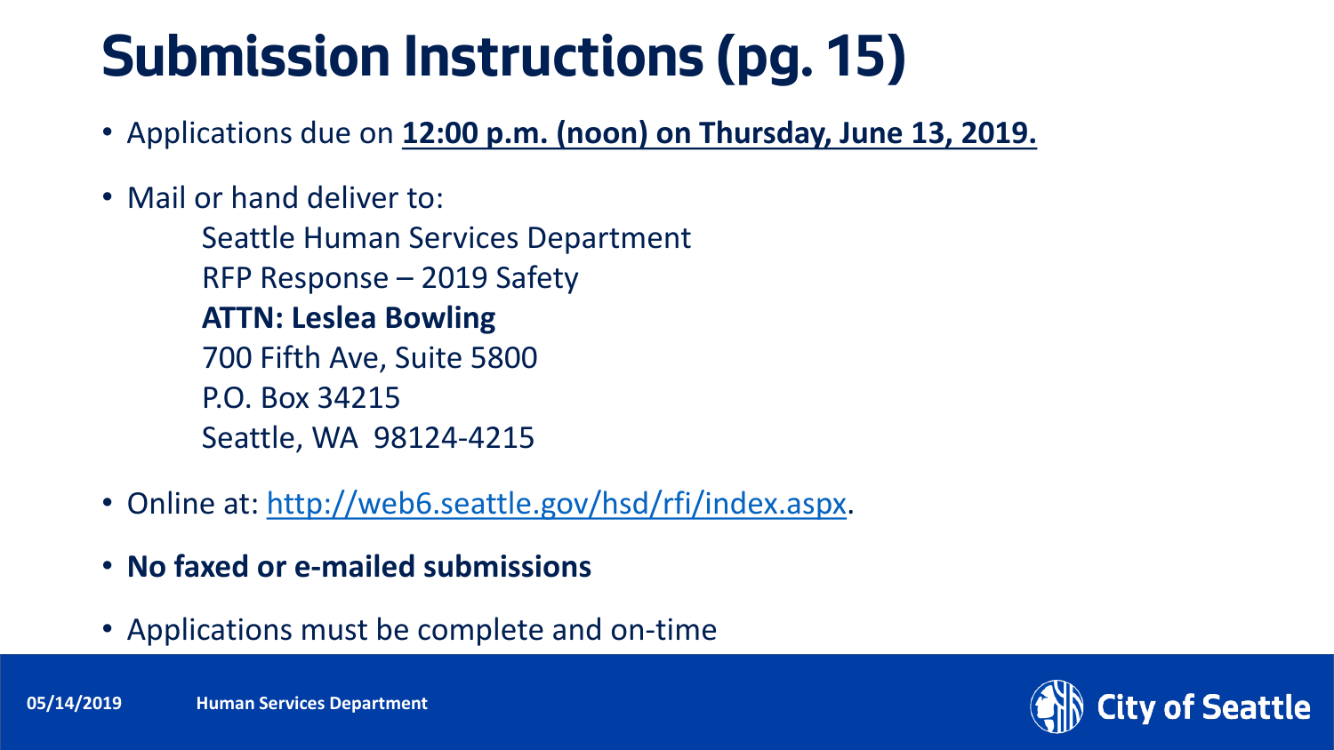# Submission Instructions (pg. 15)

- Applications due on **12:00 p.m. (noon) on Thursday, June 13, 2019.**
- Mail or hand deliver to:

  Seattle Human Services Department
  RFP Response – 2019 Safety
  **ATTN: Leslea Bowling**
  700 Fifth Ave, Suite 5800
  P.O. Box 34215
  Seattle, WA 98124-4215

- Online at: http://web6.seattle.gov/hsd/rfi/index.aspx.
- **No faxed or e-mailed submissions**
- Applications must be complete and on-time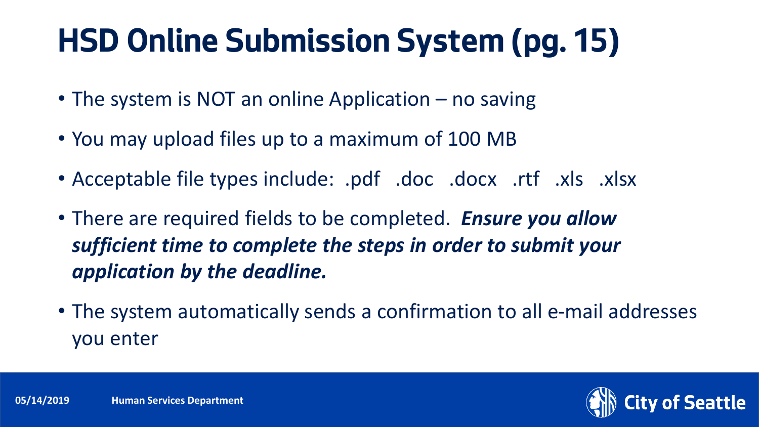# HSD Online Submission System (pg. 15)

- The system is NOT an online Application – no saving
- You may upload files up to a maximum of 100 MB
- Acceptable file types include: .pdf .doc .docx .rtf .xls .xlsx
- There are required fields to be completed. ***Ensure you allow sufficient time to complete the steps in order to submit your application by the deadline.***
- The system automatically sends a confirmation to all e-mail addresses you enter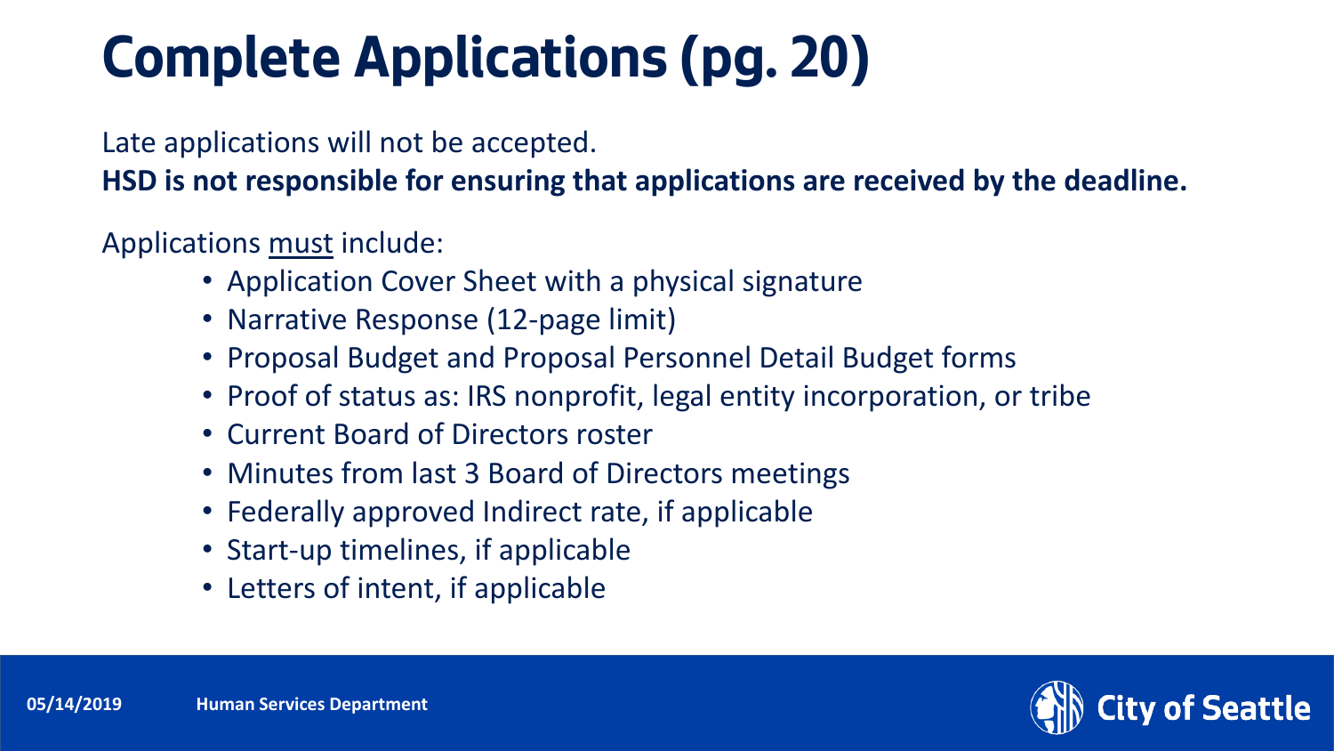# Complete Applications (pg. 20)

Late applications will not be accepted.

**HSD is not responsible for ensuring that applications are received by the deadline.**

Applications <u>must</u> include:

- Application Cover Sheet with a physical signature
- Narrative Response (12-page limit)
- Proposal Budget and Proposal Personnel Detail Budget forms
- Proof of status as: IRS nonprofit, legal entity incorporation, or tribe
- Current Board of Directors roster
- Minutes from last 3 Board of Directors meetings
- Federally approved Indirect rate, if applicable
- Start-up timelines, if applicable
- Letters of intent, if applicable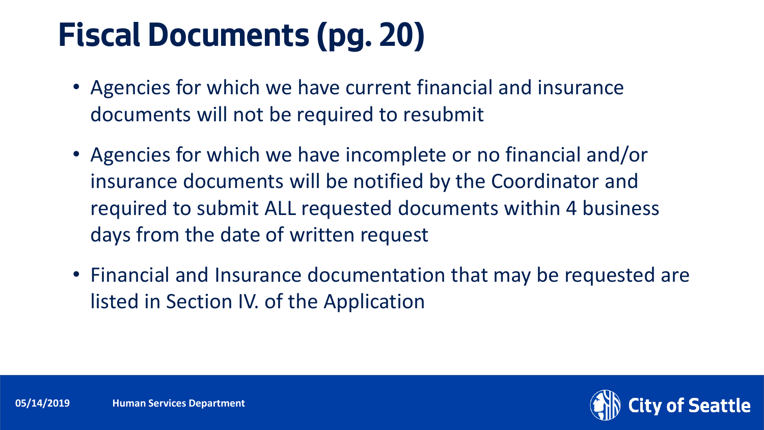# Fiscal Documents (pg. 20)

- Agencies for which we have current financial and insurance documents will not be required to resubmit
- Agencies for which we have incomplete or no financial and/or insurance documents will be notified by the Coordinator and required to submit ALL requested documents within 4 business days from the date of written request
- Financial and Insurance documentation that may be requested are listed in Section IV. of the Application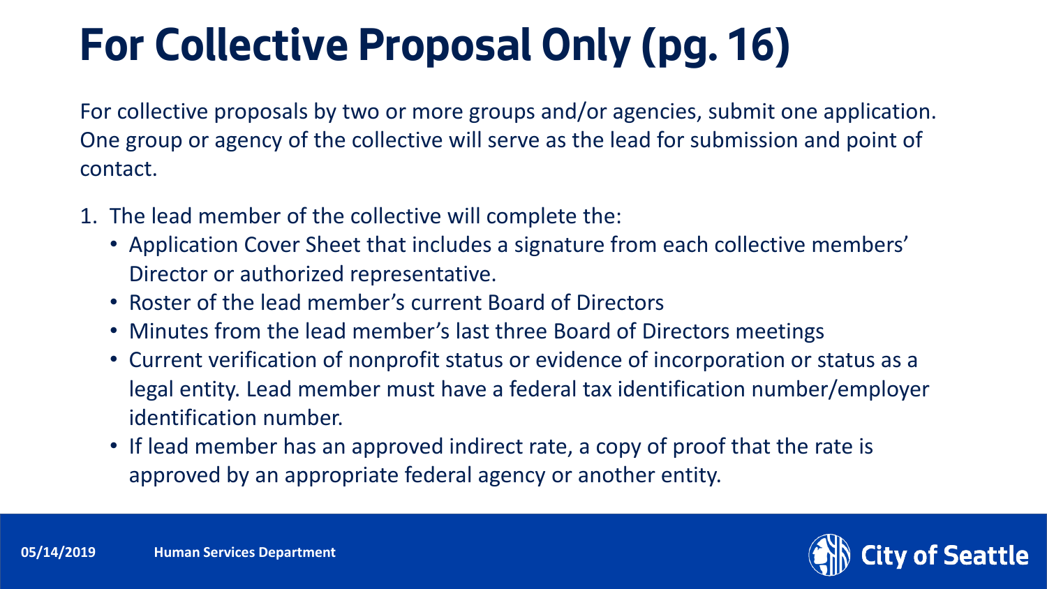# For Collective Proposal Only (pg. 16)

For collective proposals by two or more groups and/or agencies, submit one application. One group or agency of the collective will serve as the lead for submission and point of contact.

1. The lead member of the collective will complete the:
   - Application Cover Sheet that includes a signature from each collective members' Director or authorized representative.
   - Roster of the lead member's current Board of Directors
   - Minutes from the lead member's last three Board of Directors meetings
   - Current verification of nonprofit status or evidence of incorporation or status as a legal entity. Lead member must have a federal tax identification number/employer identification number.
   - If lead member has an approved indirect rate, a copy of proof that the rate is approved by an appropriate federal agency or another entity.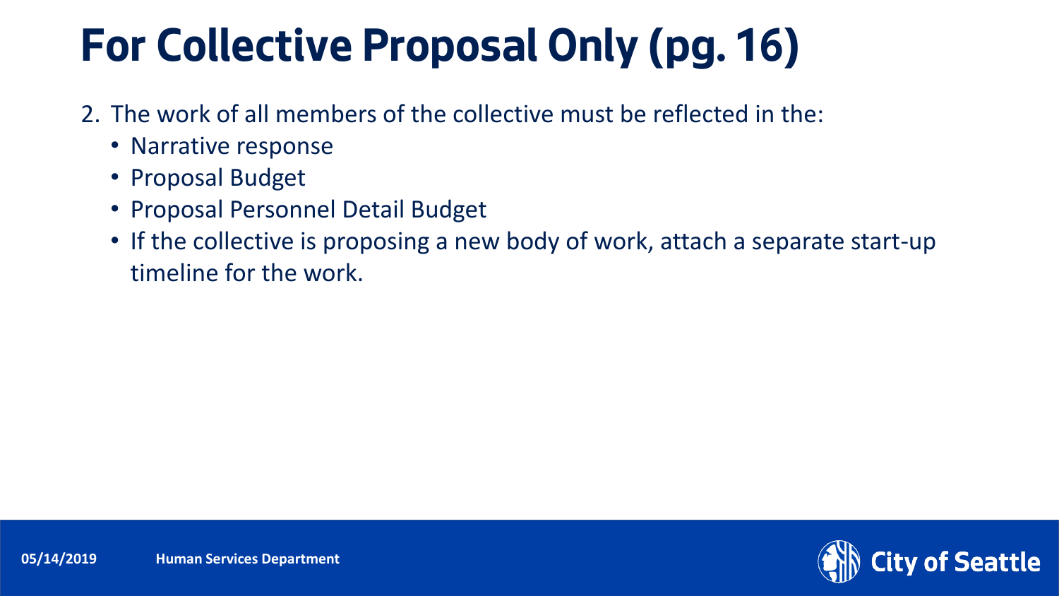# For Collective Proposal Only (pg. 16)

2. The work of all members of the collective must be reflected in the:
    - Narrative response
    - Proposal Budget
    - Proposal Personnel Detail Budget
    - If the collective is proposing a new body of work, attach a separate start-up timeline for the work.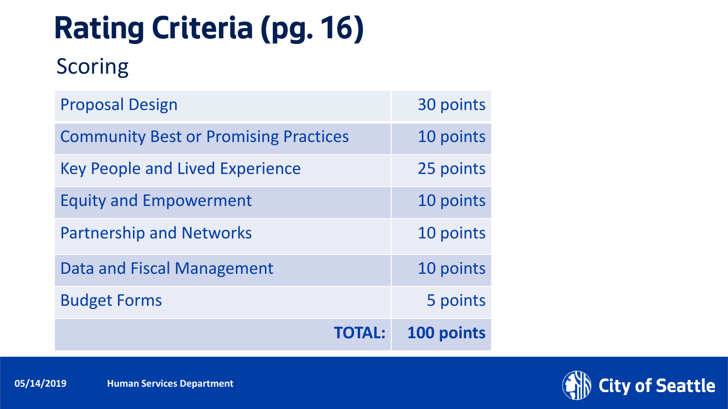# Rating Criteria (pg. 16)

## Scoring

| | |
|---|---|
| Proposal Design | 30 points |
| Community Best or Promising Practices | 10 points |
| Key People and Lived Experience | 25 points |
| Equity and Empowerment | 10 points |
| Partnership and Networks | 10 points |
| Data and Fiscal Management | 10 points |
| Budget Forms | 5 points |
| **TOTAL:** | **100 points** |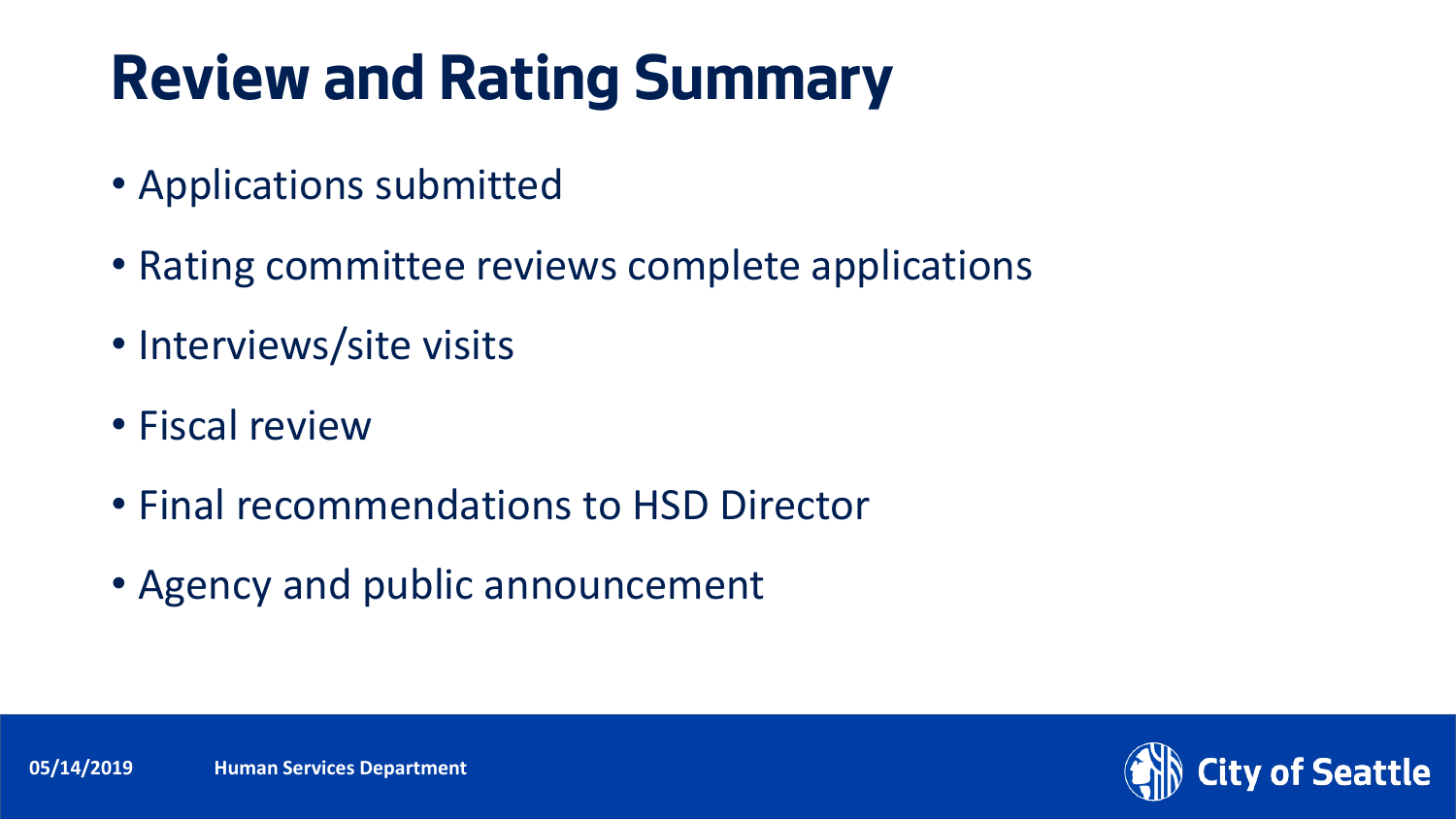# Review and Rating Summary

- Applications submitted
- Rating committee reviews complete applications
- Interviews/site visits
- Fiscal review
- Final recommendations to HSD Director
- Agency and public announcement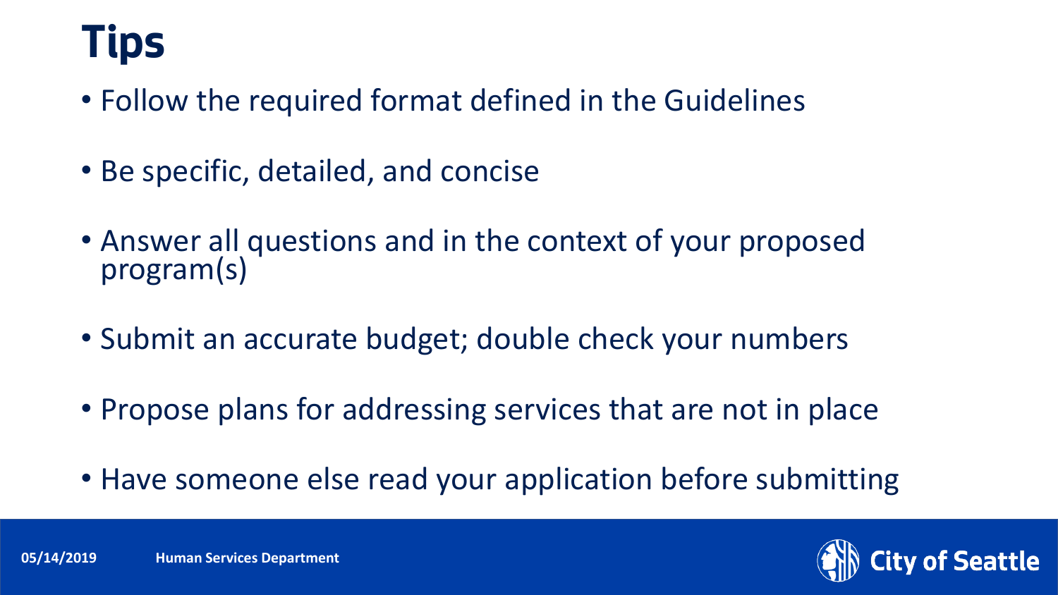# Tips

- Follow the required format defined in the Guidelines
- Be specific, detailed, and concise
- Answer all questions and in the context of your proposed program(s)
- Submit an accurate budget; double check your numbers
- Propose plans for addressing services that are not in place
- Have someone else read your application before submitting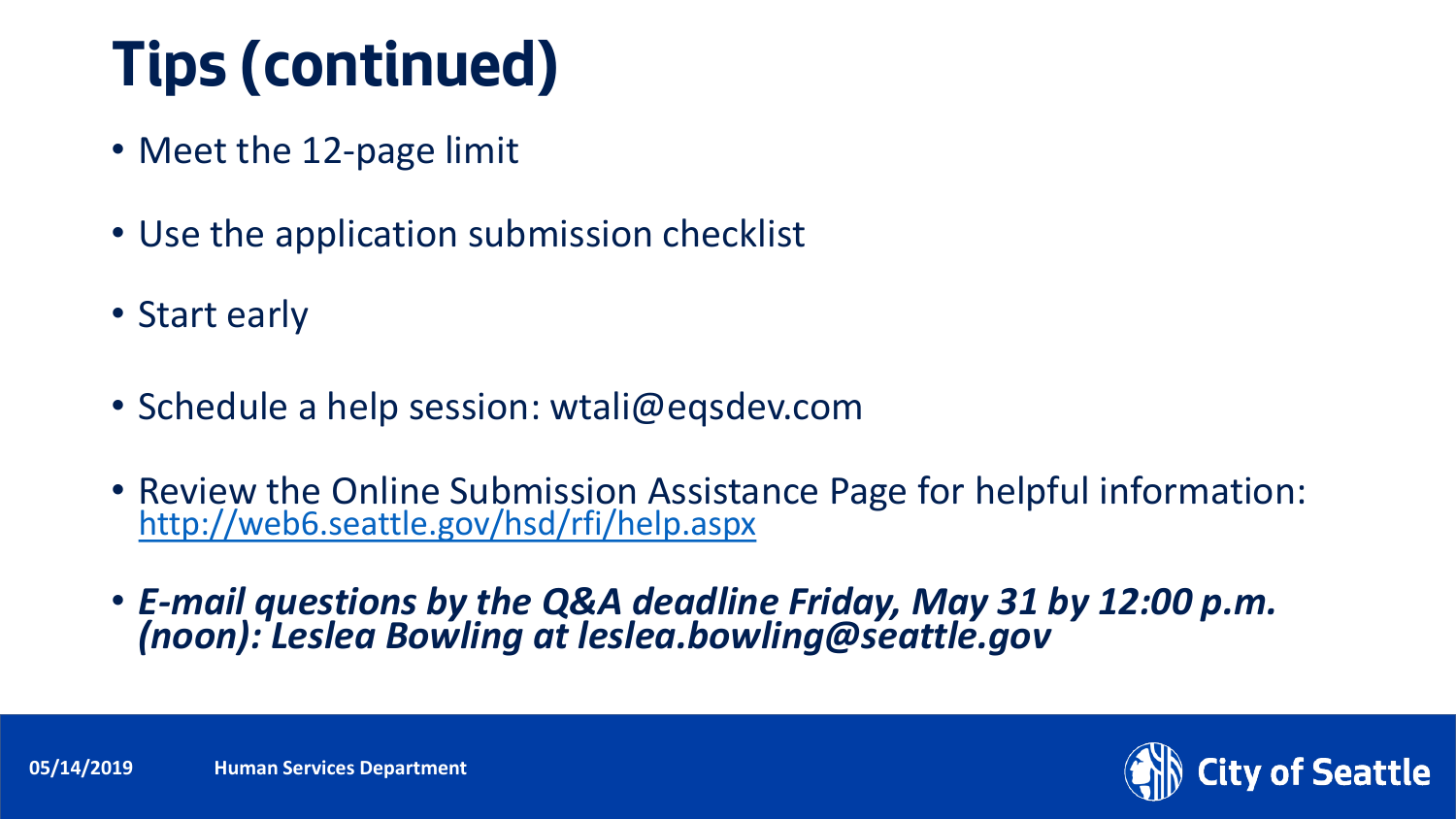# Tips (continued)

- Meet the 12-page limit
- Use the application submission checklist
- Start early
- Schedule a help session: wtali@eqsdev.com
- Review the Online Submission Assistance Page for helpful information: http://web6.seattle.gov/hsd/rfi/help.aspx
- ***E-mail questions by the Q&A deadline Friday, May 31 by 12:00 p.m. (noon): Leslea Bowling at leslea.bowling@seattle.gov***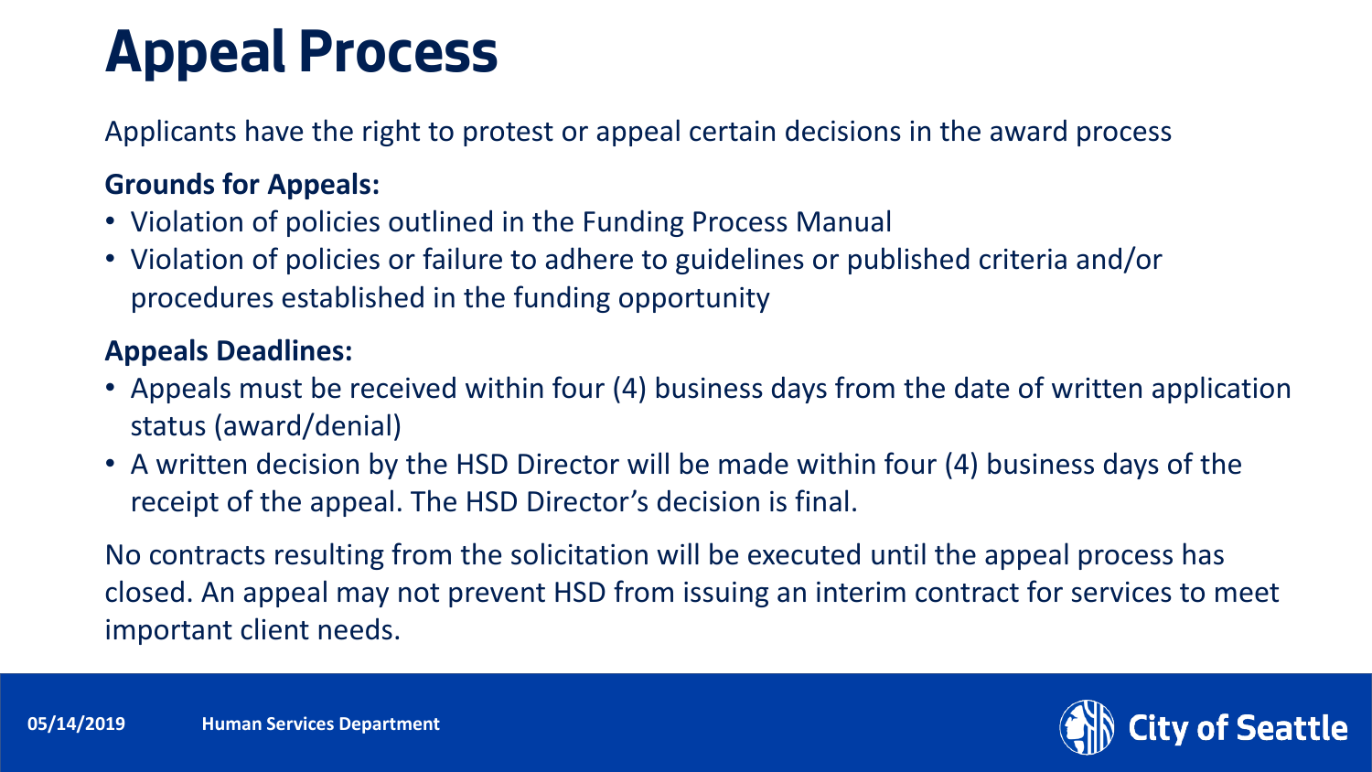# Appeal Process

Applicants have the right to protest or appeal certain decisions in the award process

**Grounds for Appeals:**

- Violation of policies outlined in the Funding Process Manual
- Violation of policies or failure to adhere to guidelines or published criteria and/or procedures established in the funding opportunity

**Appeals Deadlines:**

- Appeals must be received within four (4) business days from the date of written application status (award/denial)
- A written decision by the HSD Director will be made within four (4) business days of the receipt of the appeal. The HSD Director's decision is final.

No contracts resulting from the solicitation will be executed until the appeal process has closed. An appeal may not prevent HSD from issuing an interim contract for services to meet important client needs.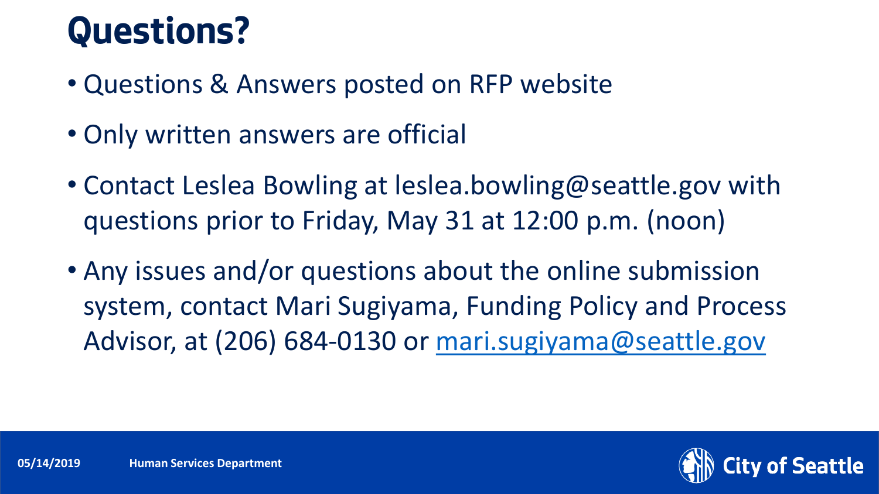# Questions?

- Questions & Answers posted on RFP website
- Only written answers are official
- Contact Leslea Bowling at leslea.bowling@seattle.gov with questions prior to Friday, May 31 at 12:00 p.m. (noon)
- Any issues and/or questions about the online submission system, contact Mari Sugiyama, Funding Policy and Process Advisor, at (206) 684-0130 or mari.sugiyama@seattle.gov